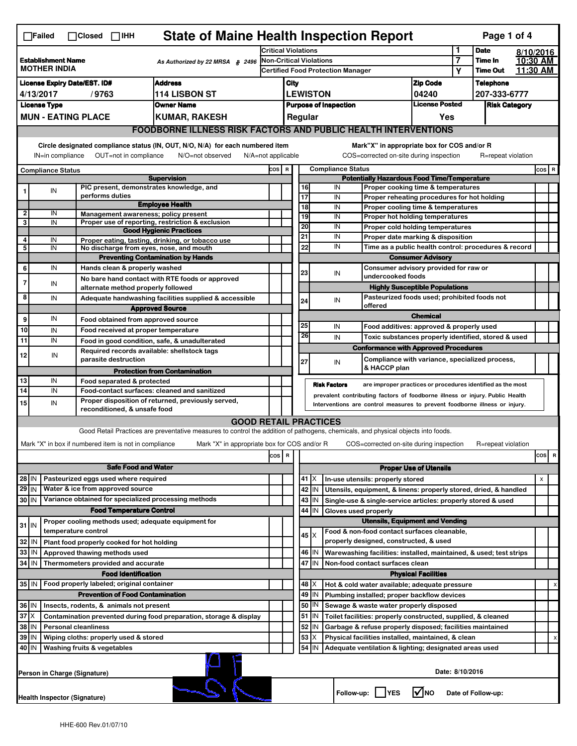☐Failed ☐Closed ☐IHH

# State of Maine Health Inspection Report

| | | | | | |
|---|---|---|---|---|---|
| **Establishment Name** MOTHER INDIA | As Authorized by 22 MRSA § 2496 | Critical Violations | 1 | **Date** | 8/10/2016 |
| | | Non-Critical Violations | 7 | **Time In** | 10:30 AM |
| | | Certified Food Protection Manager | Y | **Time Out** | 11:30 AM |

| License Expiry Date/EST. ID# | Address | City | Zip Code | Telephone |
|---|---|---|---|---|
| 4/13/2017 / 9763 | 114 LISBON ST | LEWISTON | 04240 | 207-333-6777 |

| License Type | Owner Name | Purpose of Inspection | License Posted | Risk Category |
|---|---|---|---|---|
| MUN - EATING PLACE | KUMAR, RAKESH | Regular | Yes | |

## FOODBORNE ILLNESS RISK FACTORS AND PUBLIC HEALTH INTERVENTIONS

Circle designated compliance status (IN, OUT, N/O, N/A) for each numbered item — IN=in compliance OUT=not in compliance N/O=not observed N/A=not applicable

Mark"X" in appropriate box for COS and/or R — COS=corrected on-site during inspection R=repeat violation

| # | Compliance Status | Item | COS | R |
|---|---|---|---|---|
| | | **Supervision** | | |
| 1 | IN | PIC present, demonstrates knowledge, and performs duties | | |
| | | **Employee Health** | | |
| 2 | IN | Management awareness; policy present | | |
| 3 | IN | Proper use of reporting, restriction & exclusion | | |
| | | **Good Hygienic Practices** | | |
| 4 | IN | Proper eating, tasting, drinking, or tobacco use | | |
| 5 | IN | No discharge from eyes, nose, and mouth | | |
| | | **Preventing Contamination by Hands** | | |
| 6 | IN | Hands clean & properly washed | | |
| 7 | IN | No bare hand contact with RTE foods or approved alternate method properly followed | | |
| 8 | IN | Adequate handwashing facilities supplied & accessible | | |
| | | **Approved Source** | | |
| 9 | IN | Food obtained from approved source | | |
| 10 | IN | Food received at proper temperature | | |
| 11 | IN | Food in good condition, safe, & unadulterated | | |
| 12 | IN | Required records available: shellstock tags parasite destruction | | |
| | | **Protection from Contamination** | | |
| 13 | IN | Food separated & protected | | |
| 14 | IN | Food-contact surfaces: cleaned and sanitized | | |
| 15 | IN | Proper disposition of returned, previously served, reconditioned, & unsafe food | | |
| | | **Potentially Hazardous Food Time/Temperature** | | |
| 16 | IN | Proper cooking time & temperatures | | |
| 17 | IN | Proper reheating procedures for hot holding | | |
| 18 | IN | Proper cooling time & temperatures | | |
| 19 | IN | Proper hot holding temperatures | | |
| 20 | IN | Proper cold holding temperatures | | |
| 21 | IN | Proper date marking & disposition | | |
| 22 | IN | Time as a public health control: procedures & record | | |
| | | **Consumer Advisory** | | |
| 23 | IN | Consumer advisory provided for raw or undercooked foods | | |
| | | **Highly Susceptible Populations** | | |
| 24 | IN | Pasteurized foods used; prohibited foods not offered | | |
| | | **Chemical** | | |
| 25 | IN | Food additives: approved & properly used | | |
| 26 | IN | Toxic substances properly identified, stored & used | | |
| | | **Conformance with Approved Procedures** | | |
| 27 | IN | Compliance with variance, specialized process, & HACCP plan | | |

**Risk Factors** are improper practices or procedures identified as the most prevalent contributing factors of foodborne illness or injury. Public Health Interventions are control measures to prevent foodborne illness or injury.

## GOOD RETAIL PRACTICES

Good Retail Practices are preventative measures to control the addition of pathogens, chemicals, and physical objects into foods.

Mark "X" in box if numbered item is not in compliance — Mark "X" in appropriate box for COS and/or R — COS=corrected on-site during inspection R=repeat violation

| # | Status | Item | COS | R |
|---|---|---|---|---|
| | | **Safe Food and Water** | | |
| 28 | IN | Pasteurized eggs used where required | | |
| 29 | IN | Water & ice from approved source | | |
| 30 | IN | Variance obtained for specialized processing methods | | |
| | | **Food Temperature Control** | | |
| 31 | IN | Proper cooling methods used; adequate equipment for temperature control | | |
| 32 | IN | Plant food properly cooked for hot holding | | |
| 33 | IN | Approved thawing methods used | | |
| 34 | IN | Thermometers provided and accurate | | |
| | | **Food Identification** | | |
| 35 | IN | Food properly labeled; original container | | |
| | | **Prevention of Food Contamination** | | |
| 36 | IN | Insects, rodents, & animals not present | | |
| 37 | X | Contamination prevented during food preparation, storage & display | | |
| 38 | IN | Personal cleanliness | | |
| 39 | IN | Wiping cloths: properly used & stored | | |
| 40 | IN | Washing fruits & vegetables | | |
| | | **Proper Use of Utensils** | | |
| 41 | X | In-use utensils: properly stored | X | |
| 42 | IN | Utensils, equipment, & linens: properly stored, dried, & handled | | |
| 43 | IN | Single-use & single-service articles: properly stored & used | | |
| 44 | IN | Gloves used properly | | |
| | | **Utensils, Equipment and Vending** | | |
| 45 | X | Food & non-food contact surfaces cleanable, properly designed, constructed, & used | | |
| 46 | IN | Warewashing facilities: installed, maintained, & used; test strips | | |
| 47 | IN | Non-food contact surfaces clean | | |
| | | **Physical Facilities** | | |
| 48 | X | Hot & cold water available; adequate pressure | | X |
| 49 | IN | Plumbing installed; proper backflow devices | | |
| 50 | IN | Sewage & waste water properly disposed | | |
| 51 | IN | Toilet facilities: properly constructed, supplied, & cleaned | | |
| 52 | IN | Garbage & refuse properly disposed; facilities maintained | | |
| 53 | X | Physical facilities installed, maintained, & clean | | X |
| 54 | IN | Adequate ventilation & lighting; designated areas used | | |

Person in Charge (Signature) — Date: 8/10/2016

Health Inspector (Signature) — Follow-up: ☐ YES ☑ NO Date of Follow-up:

HHE-600 Rev.01/07/10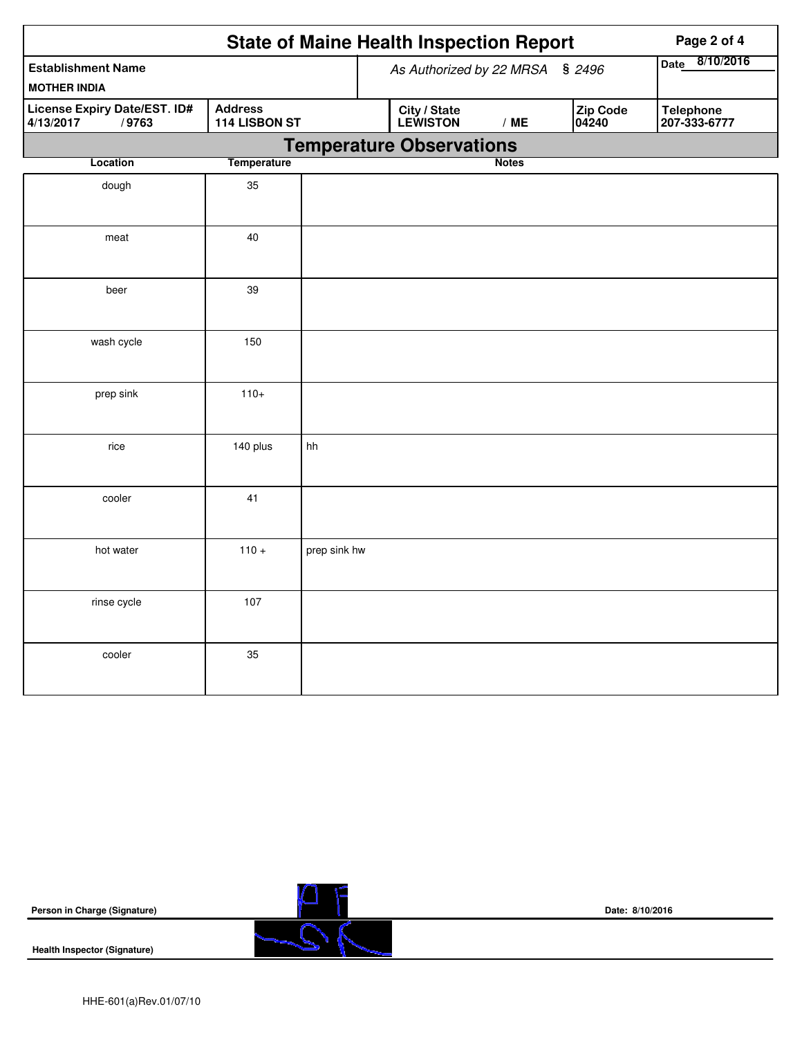# State of Maine Health Inspection Report

| Establishment Name | As Authorized by 22 MRSA § 2496 | Date 8/10/2016 |
|---|---|---|
| MOTHER INDIA | | |

| License Expiry Date/EST. ID# | Address | City / State | Zip Code | Telephone |
|---|---|---|---|---|
| 4/13/2017 / 9763 | 114 LISBON ST | LEWISTON / ME | 04240 | 207-333-6777 |

## Temperature Observations

| Location | Temperature | Notes |
|---|---|---|
| dough | 35 | |
| meat | 40 | |
| beer | 39 | |
| wash cycle | 150 | |
| prep sink | 110+ | |
| rice | 140 plus | hh |
| cooler | 41 | |
| hot water | 110 + | prep sink hw |
| rinse cycle | 107 | |
| cooler | 35 | |

**Person in Charge (Signature)** **Date: 8/10/2016**

**Health Inspector (Signature)**

HHE-601(a)Rev.01/07/10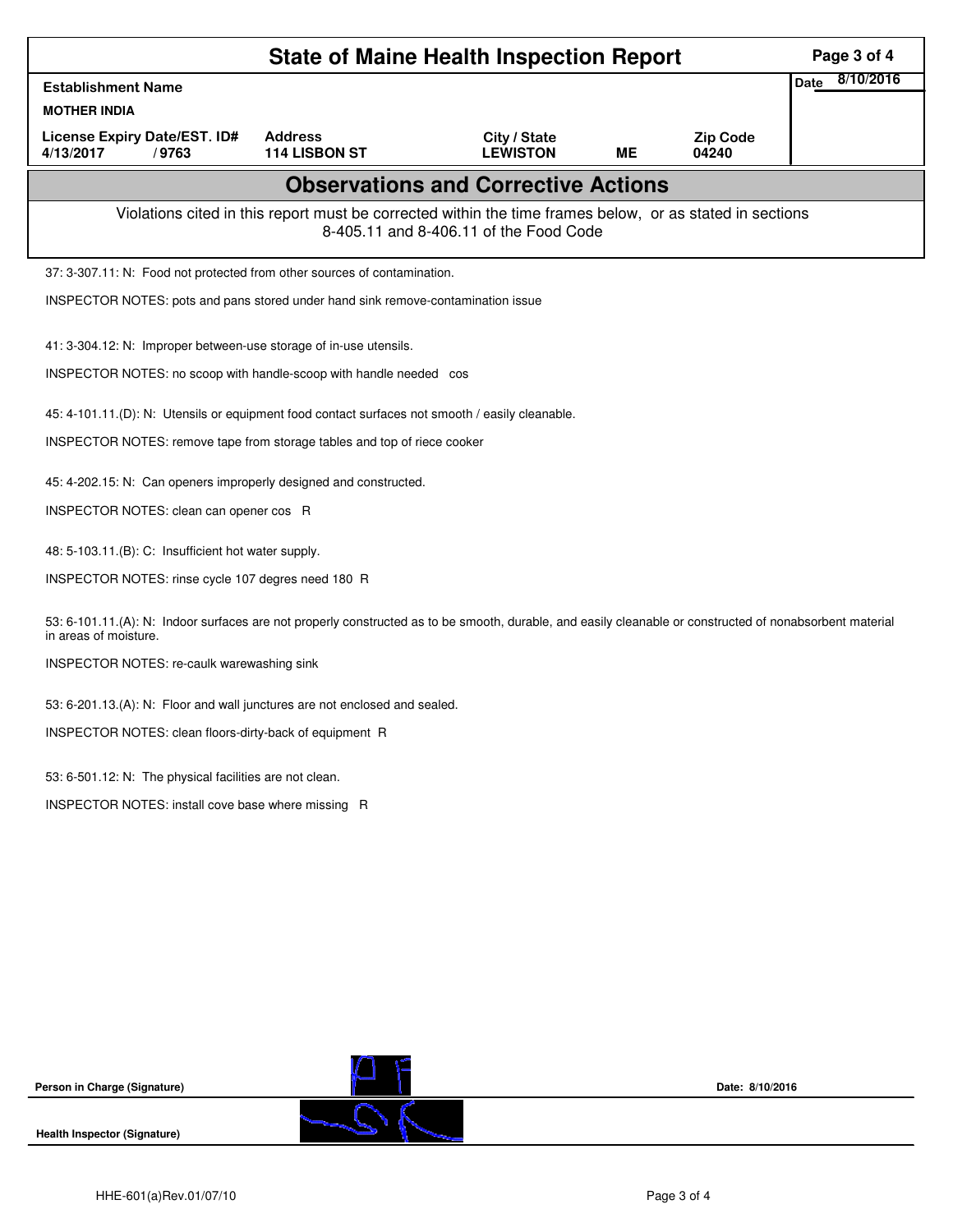# State of Maine Health Inspection Report

| Establishment Name | | | | | Date 8/10/2016 |
|---|---|---|---|---|---|
| **MOTHER INDIA** | | | | | |
| **License Expiry Date/EST. ID#** | **Address** | **City / State** | | **Zip Code** | |
| **4/13/2017 / 9763** | **114 LISBON ST** | **LEWISTON** | **ME** | **04240** | |

## Observations and Corrective Actions

Violations cited in this report must be corrected within the time frames below, or as stated in sections 8-405.11 and 8-406.11 of the Food Code

37: 3-307.11: N: Food not protected from other sources of contamination.

INSPECTOR NOTES: pots and pans stored under hand sink remove-contamination issue

41: 3-304.12: N: Improper between-use storage of in-use utensils.

INSPECTOR NOTES: no scoop with handle-scoop with handle needed cos

45: 4-101.11.(D): N: Utensils or equipment food contact surfaces not smooth / easily cleanable.

INSPECTOR NOTES: remove tape from storage tables and top of riece cooker

45: 4-202.15: N: Can openers improperly designed and constructed.

INSPECTOR NOTES: clean can opener cos R

48: 5-103.11.(B): C: Insufficient hot water supply.

INSPECTOR NOTES: rinse cycle 107 degres need 180 R

53: 6-101.11.(A): N: Indoor surfaces are not properly constructed as to be smooth, durable, and easily cleanable or constructed of nonabsorbent material in areas of moisture.

INSPECTOR NOTES: re-caulk warewashing sink

53: 6-201.13.(A): N: Floor and wall junctures are not enclosed and sealed.

INSPECTOR NOTES: clean floors-dirty-back of equipment R

53: 6-501.12: N: The physical facilities are not clean.

INSPECTOR NOTES: install cove base where missing R

**Person in Charge (Signature)** Date: 8/10/2016

**Health Inspector (Signature)**

HHE-601(a)Rev.01/07/10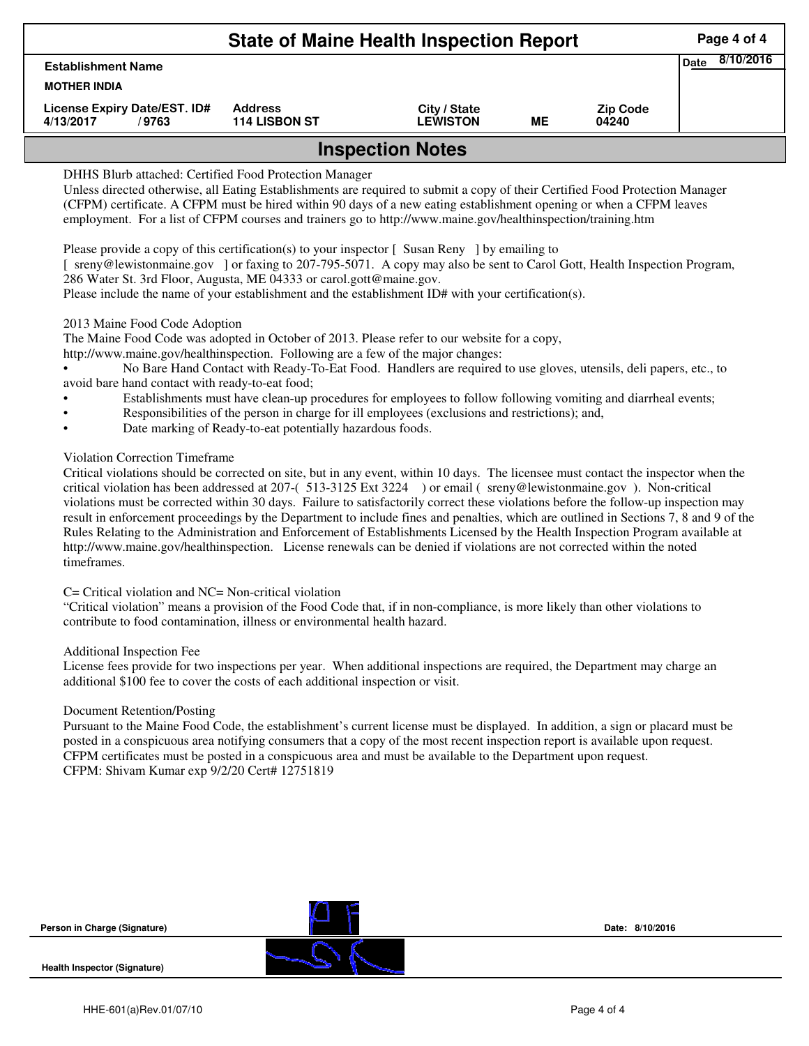# State of Maine Health Inspection Report

| Establishment Name | | | | | Date 8/10/2016 |
|---|---|---|---|---|---|
| MOTHER INDIA | | | | | |
| License Expiry Date/EST. ID# | Address | City / State | | Zip Code | |
| 4/13/2017 / 9763 | 114 LISBON ST | LEWISTON | ME | 04240 | |

## Inspection Notes

DHHS Blurb attached: Certified Food Protection Manager

Unless directed otherwise, all Eating Establishments are required to submit a copy of their Certified Food Protection Manager (CFPM) certificate. A CFPM must be hired within 90 days of a new eating establishment opening or when a CFPM leaves employment. For a list of CFPM courses and trainers go to http://www.maine.gov/healthinspection/training.htm

Please provide a copy of this certification(s) to your inspector [ Susan Reny ] by emailing to [ sreny@lewistonmaine.gov ] or faxing to 207-795-5071. A copy may also be sent to Carol Gott, Health Inspection Program, 286 Water St. 3rd Floor, Augusta, ME 04333 or carol.gott@maine.gov.

Please include the name of your establishment and the establishment ID# with your certification(s).

2013 Maine Food Code Adoption

The Maine Food Code was adopted in October of 2013. Please refer to our website for a copy, http://www.maine.gov/healthinspection. Following are a few of the major changes:

- No Bare Hand Contact with Ready-To-Eat Food. Handlers are required to use gloves, utensils, deli papers, etc., to avoid bare hand contact with ready-to-eat food;
- Establishments must have clean-up procedures for employees to follow following vomiting and diarrheal events;
- Responsibilities of the person in charge for ill employees (exclusions and restrictions); and,
- Date marking of Ready-to-eat potentially hazardous foods.

Violation Correction Timeframe

Critical violations should be corrected on site, but in any event, within 10 days. The licensee must contact the inspector when the critical violation has been addressed at 207-( 513-3125 Ext 3224 ) or email ( sreny@lewistonmaine.gov ). Non-critical violations must be corrected within 30 days. Failure to satisfactorily correct these violations before the follow-up inspection may result in enforcement proceedings by the Department to include fines and penalties, which are outlined in Sections 7, 8 and 9 of the Rules Relating to the Administration and Enforcement of Establishments Licensed by the Health Inspection Program available at http://www.maine.gov/healthinspection. License renewals can be denied if violations are not corrected within the noted timeframes.

C= Critical violation and NC= Non-critical violation

"Critical violation" means a provision of the Food Code that, if in non-compliance, is more likely than other violations to contribute to food contamination, illness or environmental health hazard.

Additional Inspection Fee

License fees provide for two inspections per year. When additional inspections are required, the Department may charge an additional $100 fee to cover the costs of each additional inspection or visit.

Document Retention/Posting

Pursuant to the Maine Food Code, the establishment's current license must be displayed. In addition, a sign or placard must be posted in a conspicuous area notifying consumers that a copy of the most recent inspection report is available upon request. CFPM certificates must be posted in a conspicuous area and must be available to the Department upon request.

CFPM: Shivam Kumar exp 9/2/20 Cert# 12751819

Person in Charge (Signature) Date: 8/10/2016

Health Inspector (Signature)

HHE-601(a)Rev.01/07/10